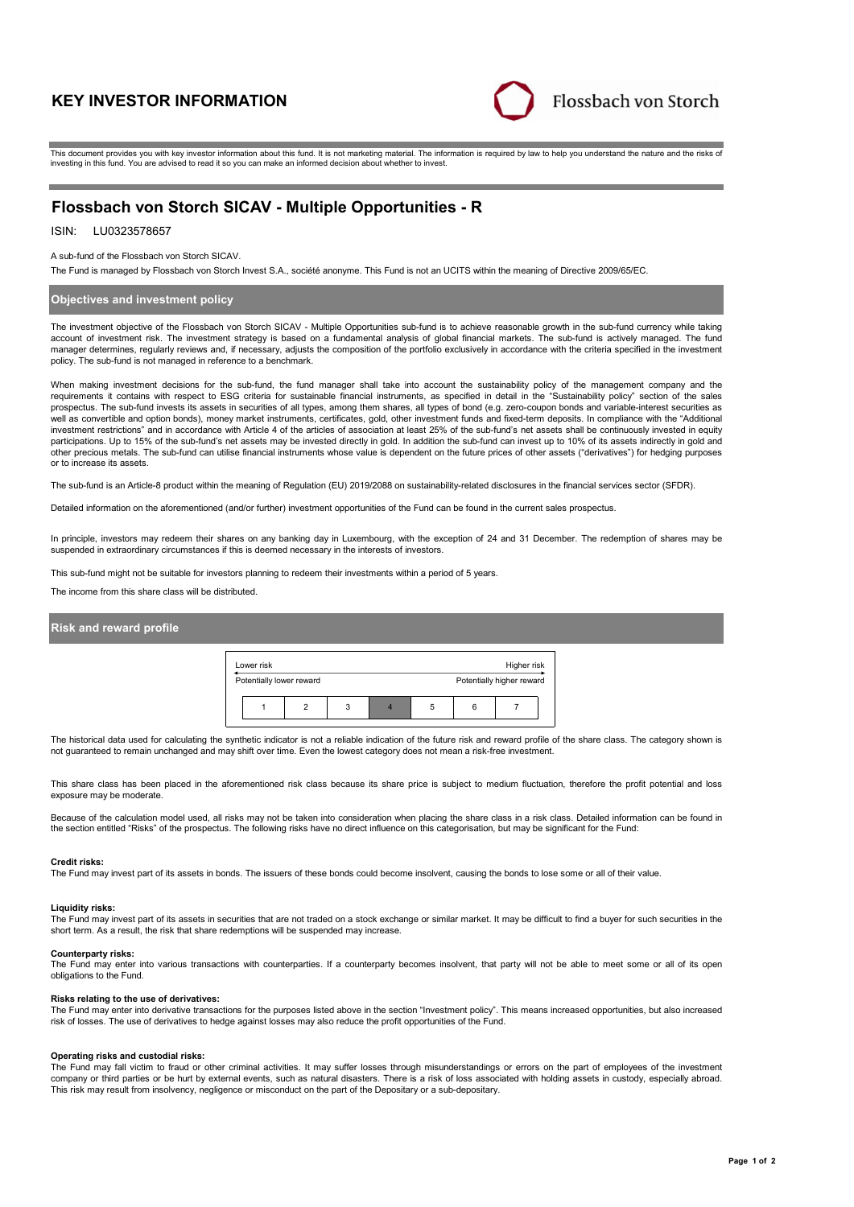# KEY INVESTOR INFORMATION

Flossbach von Storch

This document provides you with key investor information about this fund. It is not marketing material. The information is required by law to help you understand the nature and the risks of investing in this fund. You are advised to read it so you can make an informed decision about whether to invest.

## Flossbach von Storch SICAV - Multiple Opportunities - R

ISIN: LU0323578657

A sub-fund of the Flossbach von Storch SICAV.

The Fund is managed by Flossbach von Storch Invest S.A., société anonyme. This Fund is not an UCITS within the meaning of Directive 2009/65/EC.

### Objectives and investment policy

The investment objective of the Flossbach von Storch SICAV - Multiple Opportunities sub-fund is to achieve reasonable growth in the sub-fund currency while taking account of investment risk. The investment strategy is based on a fundamental analysis of global financial markets. The sub-fund is actively managed. The fund manager determines, regularly reviews and, if necessary, adjusts the composition of the portfolio exclusively in accordance with the criteria specified in the investment policy. The sub-fund is not managed in reference to a benchmark.

When making investment decisions for the sub-fund, the fund manager shall take into account the sustainability policy of the management company and the requirements it contains with respect to ESG criteria for sustainable financial instruments, as specified in detail in the "Sustainability policy" section of the sales prospectus. The sub-fund invests its assets in securities of all types, among them shares, all types of bond (e.g. zero-coupon bonds and variable-interest securities as well as convertible and option bonds), money market instruments, certificates, gold, other investment funds and fixed-term deposits. In compliance with the "Additional investment restrictions" and in accordance with Article 4 of the articles of association at least 25% of the sub-fund's net assets shall be continuously invested in equity participations. Up to 15% of the sub-fund's net assets may be invested directly in gold. In addition the sub-fund can invest up to 10% of its assets indirectly in gold and other precious metals. The sub-fund can utilise financial instruments whose value is dependent on the future prices of other assets ("derivatives") for hedging purposes or to increase its assets.

The sub-fund is an Article-8 product within the meaning of Regulation (EU) 2019/2088 on sustainability-related disclosures in the financial services sector (SFDR).

Detailed information on the aforementioned (and/or further) investment opportunities of the Fund can be found in the current sales prospectus.

In principle, investors may redeem their shares on any banking day in Luxembourg, with the exception of 24 and 31 December. The redemption of shares may be suspended in extraordinary circumstances if this is deemed necessary in the interests of investors.

This sub-fund might not be suitable for investors planning to redeem their investments within a period of 5 years.

The income from this share class will be distributed.

### Risk and reward profile

| Lower risk | | | | | | Higher risk |
|---|---|---|---|---|---|---|
| Potentially lower reward | | | | | | Potentially higher reward |
| 1 | 2 | 3 | **4** | 5 | 6 | 7 |

The historical data used for calculating the synthetic indicator is not a reliable indication of the future risk and reward profile of the share class. The category shown is not guaranteed to remain unchanged and may shift over time. Even the lowest category does not mean a risk-free investment.

This share class has been placed in the aforementioned risk class because its share price is subject to medium fluctuation, therefore the profit potential and loss exposure may be moderate.

Because of the calculation model used, all risks may not be taken into consideration when placing the share class in a risk class. Detailed information can be found in the section entitled "Risks" of the prospectus. The following risks have no direct influence on this categorisation, but may be significant for the Fund:

**Credit risks:**
The Fund may invest part of its assets in bonds. The issuers of these bonds could become insolvent, causing the bonds to lose some or all of their value.

**Liquidity risks:**
The Fund may invest part of its assets in securities that are not traded on a stock exchange or similar market. It may be difficult to find a buyer for such securities in the short term. As a result, the risk that share redemptions will be suspended may increase.

**Counterparty risks:**
The Fund may enter into various transactions with counterparties. If a counterparty becomes insolvent, that party will not be able to meet some or all of its open obligations to the Fund.

**Risks relating to the use of derivatives:**
The Fund may enter into derivative transactions for the purposes listed above in the section "Investment policy". This means increased opportunities, but also increased risk of losses. The use of derivatives to hedge against losses may also reduce the profit opportunities of the Fund.

**Operating risks and custodial risks:**
The Fund may fall victim to fraud or other criminal activities. It may suffer losses through misunderstandings or errors on the part of employees of the investment company or third parties or be hurt by external events, such as natural disasters. There is a risk of loss associated with holding assets in custody, especially abroad. This risk may result from insolvency, negligence or misconduct on the part of the Depositary or a sub-depositary.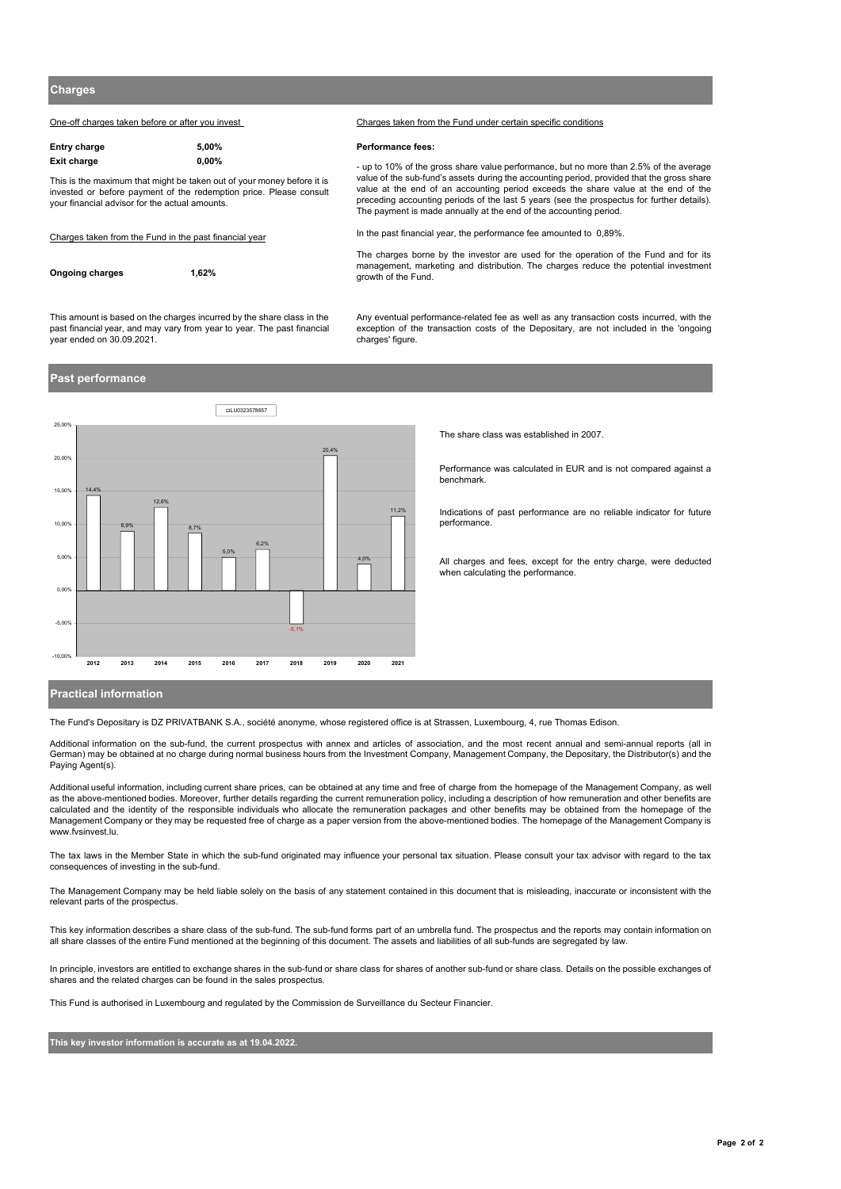## Charges

One-off charges taken before or after you invest

| | |
|---|---|
| **Entry charge** | **5,00%** |
| **Exit charge** | **0,00%** |

This is the maximum that might be taken out of your money before it is invested or before payment of the redemption price. Please consult your financial advisor for the actual amounts.

Charges taken from the Fund in the past financial year

| | |
|---|---|
| **Ongoing charges** | **1,62%** |

This amount is based on the charges incurred by the share class in the past financial year, and may vary from year to year. The past financial year ended on 30.09.2021.

Charges taken from the Fund under certain specific conditions

**Performance fees:**

- up to 10% of the gross share value performance, but no more than 2.5% of the average value of the sub-fund's assets during the accounting period, provided that the gross share value at the end of an accounting period exceeds the share value at the end of the preceding accounting periods of the last 5 years (see the prospectus for further details). The payment is made annually at the end of the accounting period.

In the past financial year, the performance fee amounted to 0,89%.

The charges borne by the investor are used for the operation of the Fund and for its management, marketing and distribution. The charges reduce the potential investment growth of the Fund.

Any eventual performance-related fee as well as any transaction costs incurred, with the exception of the transaction costs of the Depositary, are not included in the 'ongoing charges' figure.

## Past performance

LU0323578657

25,00%
20,00%
15,00%
10,00%
5,00%
0,00%
-5,00%
-10,00%

14,4% 8,9% 12,6% 8,7% 5,0% 6,2% -5,1% 20,4% 4,0% 11,2%

2012 2013 2014 2015 2016 2017 2018 2019 2020 2021

The share class was established in 2007.

Performance was calculated in EUR and is not compared against a benchmark.

Indications of past performance are no reliable indicator for future performance.

All charges and fees, except for the entry charge, were deducted when calculating the performance.

## Practical information

The Fund's Depositary is DZ PRIVATBANK S.A., société anonyme, whose registered office is at Strassen, Luxembourg, 4, rue Thomas Edison.

Additional information on the sub-fund, the current prospectus with annex and articles of association, and the most recent annual and semi-annual reports (all in German) may be obtained at no charge during normal business hours from the Investment Company, Management Company, the Depositary, the Distributor(s) and the Paying Agent(s).

Additional useful information, including current share prices, can be obtained at any time and free of charge from the homepage of the Management Company, as well as the above-mentioned bodies. Moreover, further details regarding the current remuneration policy, including a description of how remuneration and other benefits are calculated and the identity of the responsible individuals who allocate the remuneration packages and other benefits may be obtained from the homepage of the Management Company or they may be requested free of charge as a paper version from the above-mentioned bodies. The homepage of the Management Company is www.fvsinvest.lu.

The tax laws in the Member State in which the sub-fund originated may influence your personal tax situation. Please consult your tax advisor with regard to the tax consequences of investing in the sub-fund.

The Management Company may be held liable solely on the basis of any statement contained in this document that is misleading, inaccurate or inconsistent with the relevant parts of the prospectus.

This key information describes a share class of the sub-fund. The sub-fund forms part of an umbrella fund. The prospectus and the reports may contain information on all share classes of the entire Fund mentioned at the beginning of this document. The assets and liabilities of all sub-funds are segregated by law.

In principle, investors are entitled to exchange shares in the sub-fund or share class for shares of another sub-fund or share class. Details on the possible exchanges of shares and the related charges can be found in the sales prospectus.

This Fund is authorised in Luxembourg and regulated by the Commission de Surveillance du Secteur Financier.

**This key investor information is accurate as at 19.04.2022.**